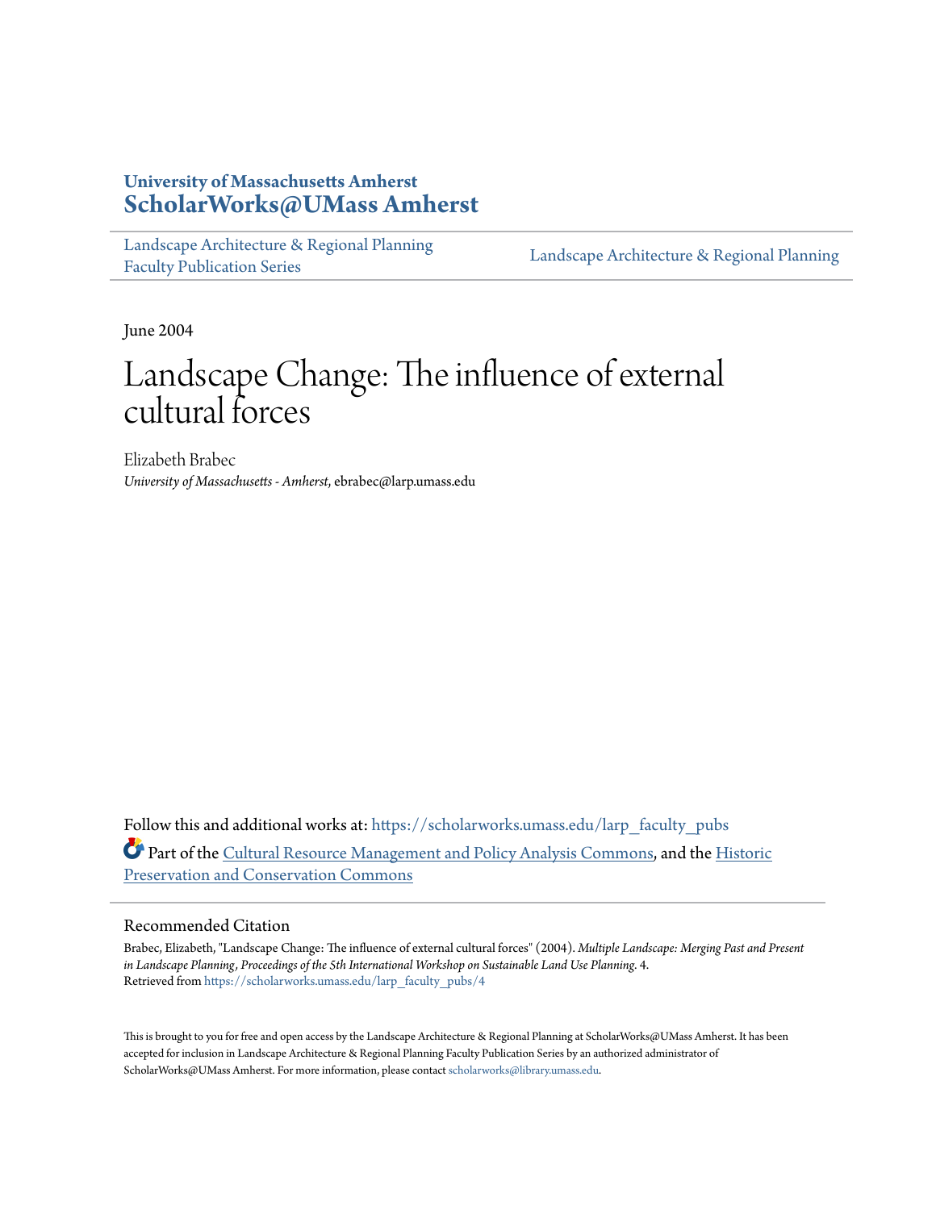University of Massachusetts Amherst
**ScholarWorks@UMass Amherst**

Landscape Architecture & Regional Planning Faculty Publication Series | Landscape Architecture & Regional Planning

June 2004

# Landscape Change: The influence of external cultural forces

Elizabeth Brabec
*University of Massachusetts - Amherst*, ebrabec@larp.umass.edu

Follow this and additional works at: https://scholarworks.umass.edu/larp_faculty_pubs

Part of the Cultural Resource Management and Policy Analysis Commons, and the Historic Preservation and Conservation Commons

## Recommended Citation

Brabec, Elizabeth, "Landscape Change: The influence of external cultural forces" (2004). *Multiple Landscape: Merging Past and Present in Landscape Planning, Proceedings of the 5th International Workshop on Sustainable Land Use Planning*. 4.
Retrieved from https://scholarworks.umass.edu/larp_faculty_pubs/4

This is brought to you for free and open access by the Landscape Architecture & Regional Planning at ScholarWorks@UMass Amherst. It has been accepted for inclusion in Landscape Architecture & Regional Planning Faculty Publication Series by an authorized administrator of ScholarWorks@UMass Amherst. For more information, please contact scholarworks@library.umass.edu.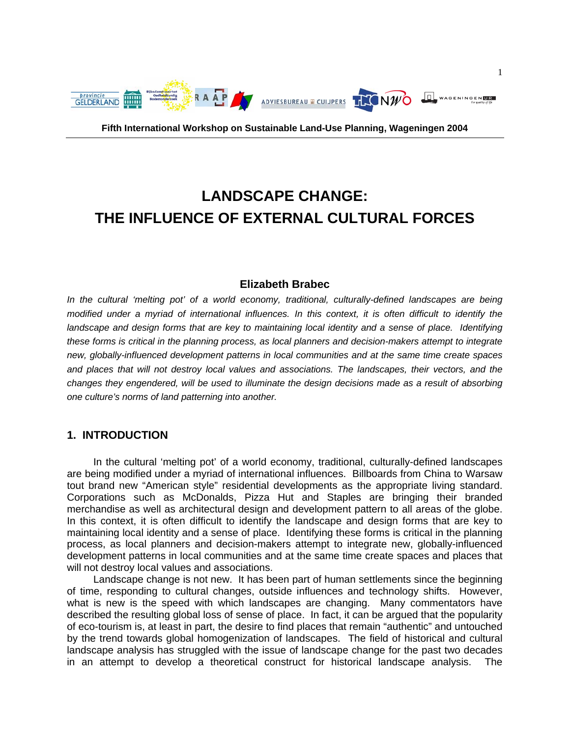**Fifth International Workshop on Sustainable Land-Use Planning, Wageningen 2004**

# LANDSCAPE CHANGE: THE INFLUENCE OF EXTERNAL CULTURAL FORCES

**Elizabeth Brabec**

*In the cultural 'melting pot' of a world economy, traditional, culturally-defined landscapes are being modified under a myriad of international influences. In this context, it is often difficult to identify the landscape and design forms that are key to maintaining local identity and a sense of place. Identifying these forms is critical in the planning process, as local planners and decision-makers attempt to integrate new, globally-influenced development patterns in local communities and at the same time create spaces and places that will not destroy local values and associations. The landscapes, their vectors, and the changes they engendered, will be used to illuminate the design decisions made as a result of absorbing one culture's norms of land patterning into another.*

## 1. INTRODUCTION

In the cultural 'melting pot' of a world economy, traditional, culturally-defined landscapes are being modified under a myriad of international influences. Billboards from China to Warsaw tout brand new "American style" residential developments as the appropriate living standard. Corporations such as McDonalds, Pizza Hut and Staples are bringing their branded merchandise as well as architectural design and development pattern to all areas of the globe. In this context, it is often difficult to identify the landscape and design forms that are key to maintaining local identity and a sense of place. Identifying these forms is critical in the planning process, as local planners and decision-makers attempt to integrate new, globally-influenced development patterns in local communities and at the same time create spaces and places that will not destroy local values and associations.

Landscape change is not new. It has been part of human settlements since the beginning of time, responding to cultural changes, outside influences and technology shifts. However, what is new is the speed with which landscapes are changing. Many commentators have described the resulting global loss of sense of place. In fact, it can be argued that the popularity of eco-tourism is, at least in part, the desire to find places that remain "authentic" and untouched by the trend towards global homogenization of landscapes. The field of historical and cultural landscape analysis has struggled with the issue of landscape change for the past two decades in an attempt to develop a theoretical construct for historical landscape analysis. The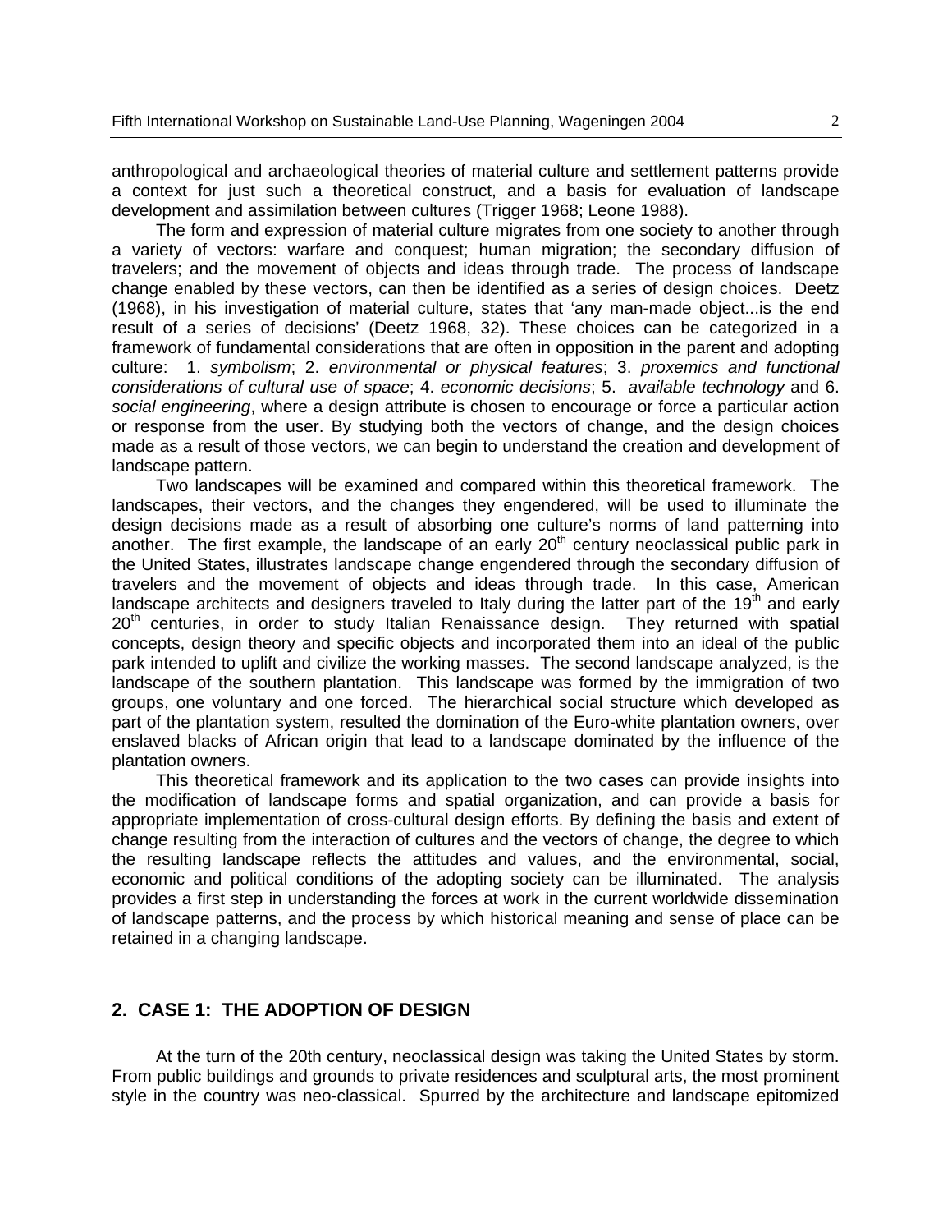anthropological and archaeological theories of material culture and settlement patterns provide a context for just such a theoretical construct, and a basis for evaluation of landscape development and assimilation between cultures (Trigger 1968; Leone 1988).

The form and expression of material culture migrates from one society to another through a variety of vectors: warfare and conquest; human migration; the secondary diffusion of travelers; and the movement of objects and ideas through trade. The process of landscape change enabled by these vectors, can then be identified as a series of design choices. Deetz (1968), in his investigation of material culture, states that 'any man-made object...is the end result of a series of decisions' (Deetz 1968, 32). These choices can be categorized in a framework of fundamental considerations that are often in opposition in the parent and adopting culture: 1. *symbolism*; 2. *environmental or physical features*; 3. *proxemics and functional considerations of cultural use of space*; 4. *economic decisions*; 5. *available technology* and 6. *social engineering*, where a design attribute is chosen to encourage or force a particular action or response from the user. By studying both the vectors of change, and the design choices made as a result of those vectors, we can begin to understand the creation and development of landscape pattern.

Two landscapes will be examined and compared within this theoretical framework. The landscapes, their vectors, and the changes they engendered, will be used to illuminate the design decisions made as a result of absorbing one culture's norms of land patterning into another. The first example, the landscape of an early 20th century neoclassical public park in the United States, illustrates landscape change engendered through the secondary diffusion of travelers and the movement of objects and ideas through trade. In this case, American landscape architects and designers traveled to Italy during the latter part of the 19th and early 20th centuries, in order to study Italian Renaissance design. They returned with spatial concepts, design theory and specific objects and incorporated them into an ideal of the public park intended to uplift and civilize the working masses. The second landscape analyzed, is the landscape of the southern plantation. This landscape was formed by the immigration of two groups, one voluntary and one forced. The hierarchical social structure which developed as part of the plantation system, resulted the domination of the Euro-white plantation owners, over enslaved blacks of African origin that lead to a landscape dominated by the influence of the plantation owners.

This theoretical framework and its application to the two cases can provide insights into the modification of landscape forms and spatial organization, and can provide a basis for appropriate implementation of cross-cultural design efforts. By defining the basis and extent of change resulting from the interaction of cultures and the vectors of change, the degree to which the resulting landscape reflects the attitudes and values, and the environmental, social, economic and political conditions of the adopting society can be illuminated. The analysis provides a first step in understanding the forces at work in the current worldwide dissemination of landscape patterns, and the process by which historical meaning and sense of place can be retained in a changing landscape.

## 2. CASE 1: THE ADOPTION OF DESIGN

At the turn of the 20th century, neoclassical design was taking the United States by storm. From public buildings and grounds to private residences and sculptural arts, the most prominent style in the country was neo-classical. Spurred by the architecture and landscape epitomized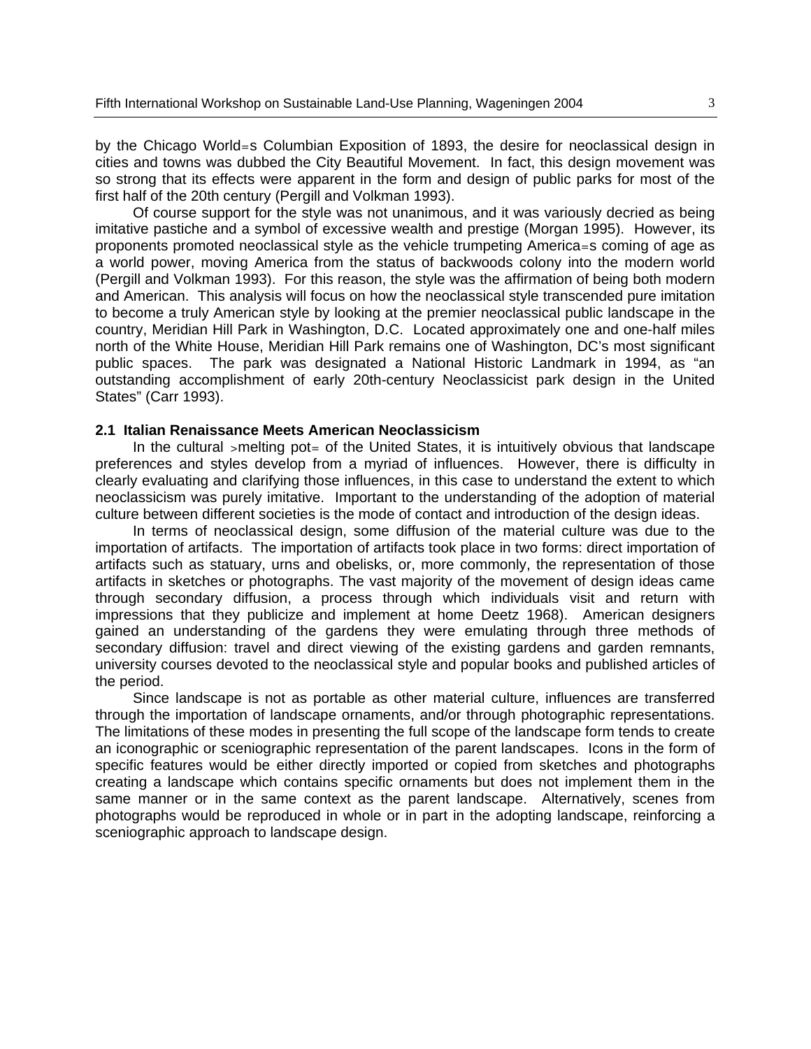by the Chicago World=s Columbian Exposition of 1893, the desire for neoclassical design in cities and towns was dubbed the City Beautiful Movement. In fact, this design movement was so strong that its effects were apparent in the form and design of public parks for most of the first half of the 20th century (Pergill and Volkman 1993).

Of course support for the style was not unanimous, and it was variously decried as being imitative pastiche and a symbol of excessive wealth and prestige (Morgan 1995). However, its proponents promoted neoclassical style as the vehicle trumpeting America=s coming of age as a world power, moving America from the status of backwoods colony into the modern world (Pergill and Volkman 1993). For this reason, the style was the affirmation of being both modern and American. This analysis will focus on how the neoclassical style transcended pure imitation to become a truly American style by looking at the premier neoclassical public landscape in the country, Meridian Hill Park in Washington, D.C. Located approximately one and one-half miles north of the White House, Meridian Hill Park remains one of Washington, DC's most significant public spaces. The park was designated a National Historic Landmark in 1994, as "an outstanding accomplishment of early 20th-century Neoclassicist park design in the United States" (Carr 1993).

### 2.1 Italian Renaissance Meets American Neoclassicism

In the cultural >melting pot= of the United States, it is intuitively obvious that landscape preferences and styles develop from a myriad of influences. However, there is difficulty in clearly evaluating and clarifying those influences, in this case to understand the extent to which neoclassicism was purely imitative. Important to the understanding of the adoption of material culture between different societies is the mode of contact and introduction of the design ideas.

In terms of neoclassical design, some diffusion of the material culture was due to the importation of artifacts. The importation of artifacts took place in two forms: direct importation of artifacts such as statuary, urns and obelisks, or, more commonly, the representation of those artifacts in sketches or photographs. The vast majority of the movement of design ideas came through secondary diffusion, a process through which individuals visit and return with impressions that they publicize and implement at home Deetz 1968). American designers gained an understanding of the gardens they were emulating through three methods of secondary diffusion: travel and direct viewing of the existing gardens and garden remnants, university courses devoted to the neoclassical style and popular books and published articles of the period.

Since landscape is not as portable as other material culture, influences are transferred through the importation of landscape ornaments, and/or through photographic representations. The limitations of these modes in presenting the full scope of the landscape form tends to create an iconographic or sceniographic representation of the parent landscapes. Icons in the form of specific features would be either directly imported or copied from sketches and photographs creating a landscape which contains specific ornaments but does not implement them in the same manner or in the same context as the parent landscape. Alternatively, scenes from photographs would be reproduced in whole or in part in the adopting landscape, reinforcing a sceniographic approach to landscape design.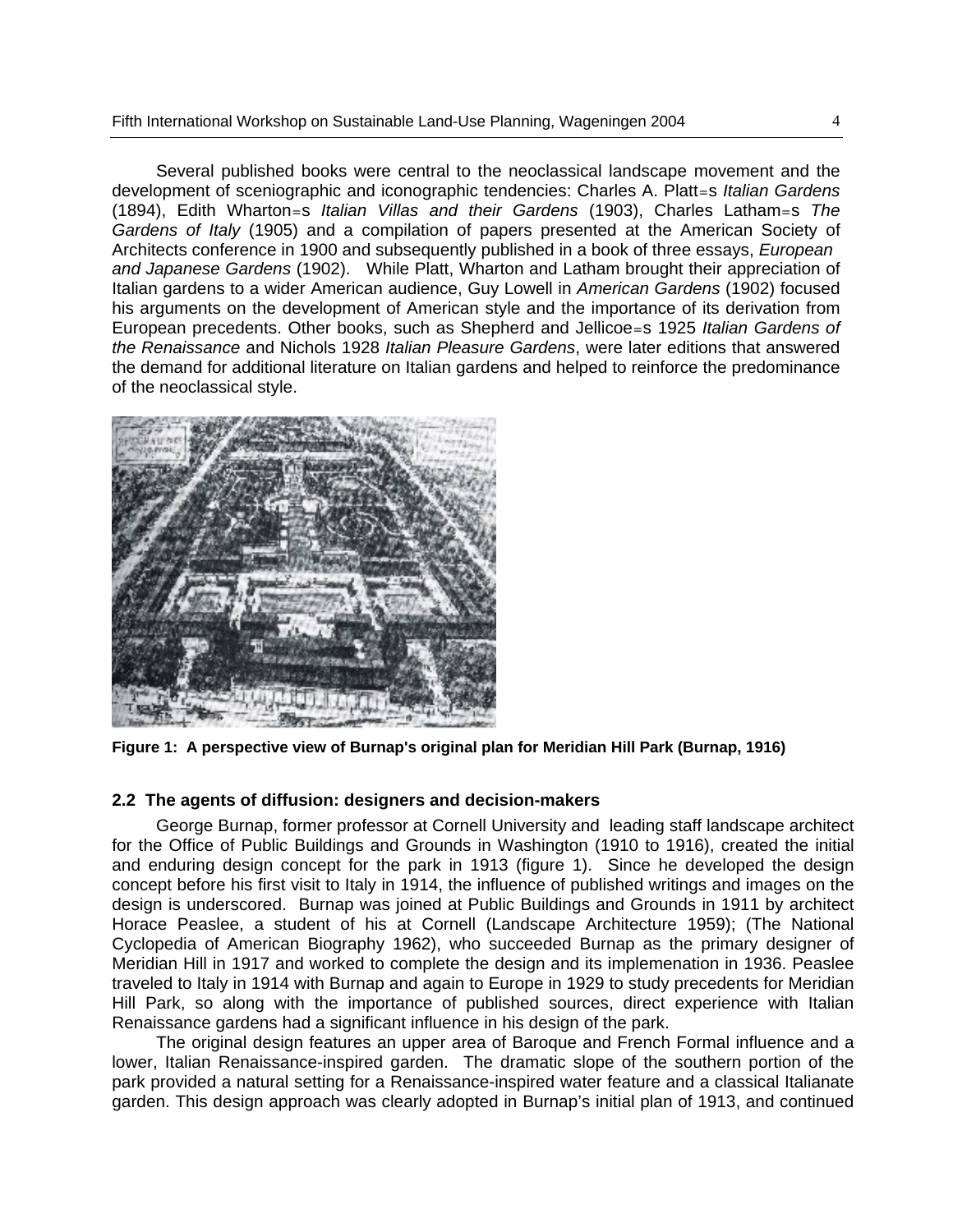Several published books were central to the neoclassical landscape movement and the development of sceniographic and iconographic tendencies: Charles A. Platt=s *Italian Gardens* (1894), Edith Wharton=s *Italian Villas and their Gardens* (1903), Charles Latham=s *The Gardens of Italy* (1905) and a compilation of papers presented at the American Society of Architects conference in 1900 and subsequently published in a book of three essays, *European and Japanese Gardens* (1902). While Platt, Wharton and Latham brought their appreciation of Italian gardens to a wider American audience, Guy Lowell in *American Gardens* (1902) focused his arguments on the development of American style and the importance of its derivation from European precedents. Other books, such as Shepherd and Jellicoe=s 1925 *Italian Gardens of the Renaissance* and Nichols 1928 *Italian Pleasure Gardens*, were later editions that answered the demand for additional literature on Italian gardens and helped to reinforce the predominance of the neoclassical style.

**Figure 1: A perspective view of Burnap's original plan for Meridian Hill Park (Burnap, 1916)**

### 2.2 The agents of diffusion: designers and decision-makers

George Burnap, former professor at Cornell University and leading staff landscape architect for the Office of Public Buildings and Grounds in Washington (1910 to 1916), created the initial and enduring design concept for the park in 1913 (figure 1). Since he developed the design concept before his first visit to Italy in 1914, the influence of published writings and images on the design is underscored. Burnap was joined at Public Buildings and Grounds in 1911 by architect Horace Peaslee, a student of his at Cornell (Landscape Architecture 1959); (The National Cyclopedia of American Biography 1962), who succeeded Burnap as the primary designer of Meridian Hill in 1917 and worked to complete the design and its implemenation in 1936. Peaslee traveled to Italy in 1914 with Burnap and again to Europe in 1929 to study precedents for Meridian Hill Park, so along with the importance of published sources, direct experience with Italian Renaissance gardens had a significant influence in his design of the park.

The original design features an upper area of Baroque and French Formal influence and a lower, Italian Renaissance-inspired garden. The dramatic slope of the southern portion of the park provided a natural setting for a Renaissance-inspired water feature and a classical Italianate garden. This design approach was clearly adopted in Burnap's initial plan of 1913, and continued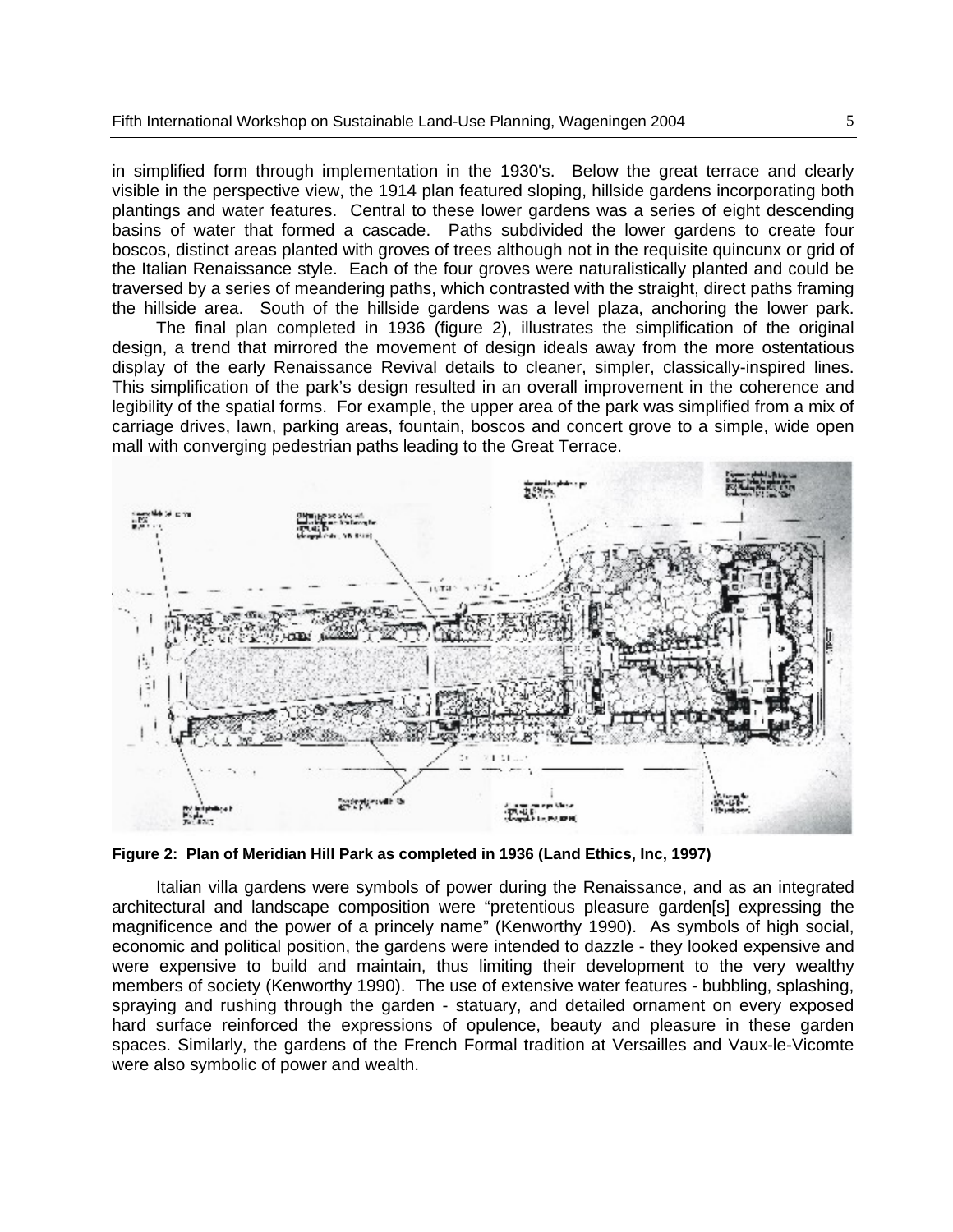in simplified form through implementation in the 1930's. Below the great terrace and clearly visible in the perspective view, the 1914 plan featured sloping, hillside gardens incorporating both plantings and water features. Central to these lower gardens was a series of eight descending basins of water that formed a cascade. Paths subdivided the lower gardens to create four boscos, distinct areas planted with groves of trees although not in the requisite quincunx or grid of the Italian Renaissance style. Each of the four groves were naturalistically planted and could be traversed by a series of meandering paths, which contrasted with the straight, direct paths framing the hillside area. South of the hillside gardens was a level plaza, anchoring the lower park.

The final plan completed in 1936 (figure 2), illustrates the simplification of the original design, a trend that mirrored the movement of design ideals away from the more ostentatious display of the early Renaissance Revival details to cleaner, simpler, classically-inspired lines. This simplification of the park's design resulted in an overall improvement in the coherence and legibility of the spatial forms. For example, the upper area of the park was simplified from a mix of carriage drives, lawn, parking areas, fountain, boscos and concert grove to a simple, wide open mall with converging pedestrian paths leading to the Great Terrace.

**Figure 2: Plan of Meridian Hill Park as completed in 1936 (Land Ethics, Inc, 1997)**

Italian villa gardens were symbols of power during the Renaissance, and as an integrated architectural and landscape composition were "pretentious pleasure garden[s] expressing the magnificence and the power of a princely name" (Kenworthy 1990). As symbols of high social, economic and political position, the gardens were intended to dazzle - they looked expensive and were expensive to build and maintain, thus limiting their development to the very wealthy members of society (Kenworthy 1990). The use of extensive water features - bubbling, splashing, spraying and rushing through the garden - statuary, and detailed ornament on every exposed hard surface reinforced the expressions of opulence, beauty and pleasure in these garden spaces. Similarly, the gardens of the French Formal tradition at Versailles and Vaux-le-Vicomte were also symbolic of power and wealth.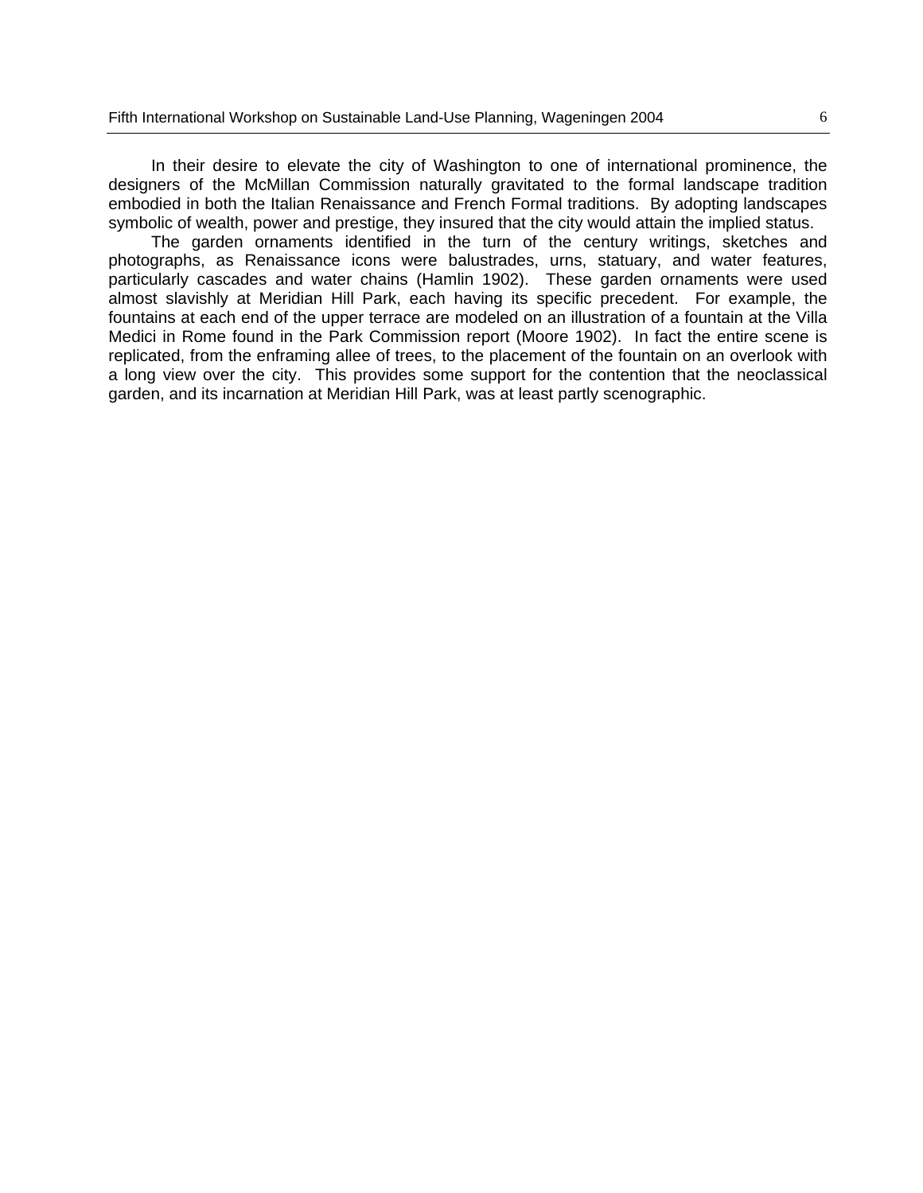In their desire to elevate the city of Washington to one of international prominence, the designers of the McMillan Commission naturally gravitated to the formal landscape tradition embodied in both the Italian Renaissance and French Formal traditions. By adopting landscapes symbolic of wealth, power and prestige, they insured that the city would attain the implied status.

The garden ornaments identified in the turn of the century writings, sketches and photographs, as Renaissance icons were balustrades, urns, statuary, and water features, particularly cascades and water chains (Hamlin 1902). These garden ornaments were used almost slavishly at Meridian Hill Park, each having its specific precedent. For example, the fountains at each end of the upper terrace are modeled on an illustration of a fountain at the Villa Medici in Rome found in the Park Commission report (Moore 1902). In fact the entire scene is replicated, from the enframing allee of trees, to the placement of the fountain on an overlook with a long view over the city. This provides some support for the contention that the neoclassical garden, and its incarnation at Meridian Hill Park, was at least partly scenographic.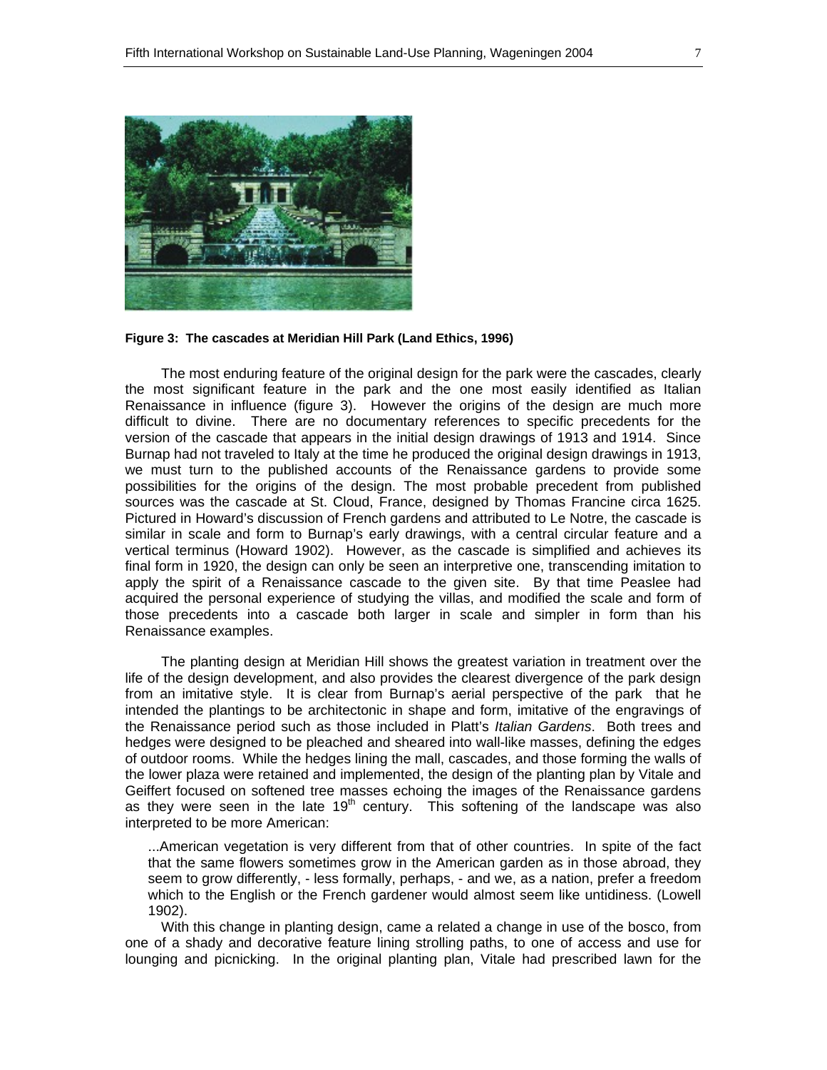**Figure 3: The cascades at Meridian Hill Park (Land Ethics, 1996)**

The most enduring feature of the original design for the park were the cascades, clearly the most significant feature in the park and the one most easily identified as Italian Renaissance in influence (figure 3). However the origins of the design are much more difficult to divine. There are no documentary references to specific precedents for the version of the cascade that appears in the initial design drawings of 1913 and 1914. Since Burnap had not traveled to Italy at the time he produced the original design drawings in 1913, we must turn to the published accounts of the Renaissance gardens to provide some possibilities for the origins of the design. The most probable precedent from published sources was the cascade at St. Cloud, France, designed by Thomas Francine circa 1625. Pictured in Howard's discussion of French gardens and attributed to Le Notre, the cascade is similar in scale and form to Burnap's early drawings, with a central circular feature and a vertical terminus (Howard 1902). However, as the cascade is simplified and achieves its final form in 1920, the design can only be seen an interpretive one, transcending imitation to apply the spirit of a Renaissance cascade to the given site. By that time Peaslee had acquired the personal experience of studying the villas, and modified the scale and form of those precedents into a cascade both larger in scale and simpler in form than his Renaissance examples.

The planting design at Meridian Hill shows the greatest variation in treatment over the life of the design development, and also provides the clearest divergence of the park design from an imitative style. It is clear from Burnap's aerial perspective of the park that he intended the plantings to be architectonic in shape and form, imitative of the engravings of the Renaissance period such as those included in Platt's *Italian Gardens*. Both trees and hedges were designed to be pleached and sheared into wall-like masses, defining the edges of outdoor rooms. While the hedges lining the mall, cascades, and those forming the walls of the lower plaza were retained and implemented, the design of the planting plan by Vitale and Geiffert focused on softened tree masses echoing the images of the Renaissance gardens as they were seen in the late 19th century. This softening of the landscape was also interpreted to be more American:

> ...American vegetation is very different from that of other countries. In spite of the fact that the same flowers sometimes grow in the American garden as in those abroad, they seem to grow differently, - less formally, perhaps, - and we, as a nation, prefer a freedom which to the English or the French gardener would almost seem like untidiness. (Lowell 1902).

With this change in planting design, came a related a change in use of the bosco, from one of a shady and decorative feature lining strolling paths, to one of access and use for lounging and picnicking. In the original planting plan, Vitale had prescribed lawn for the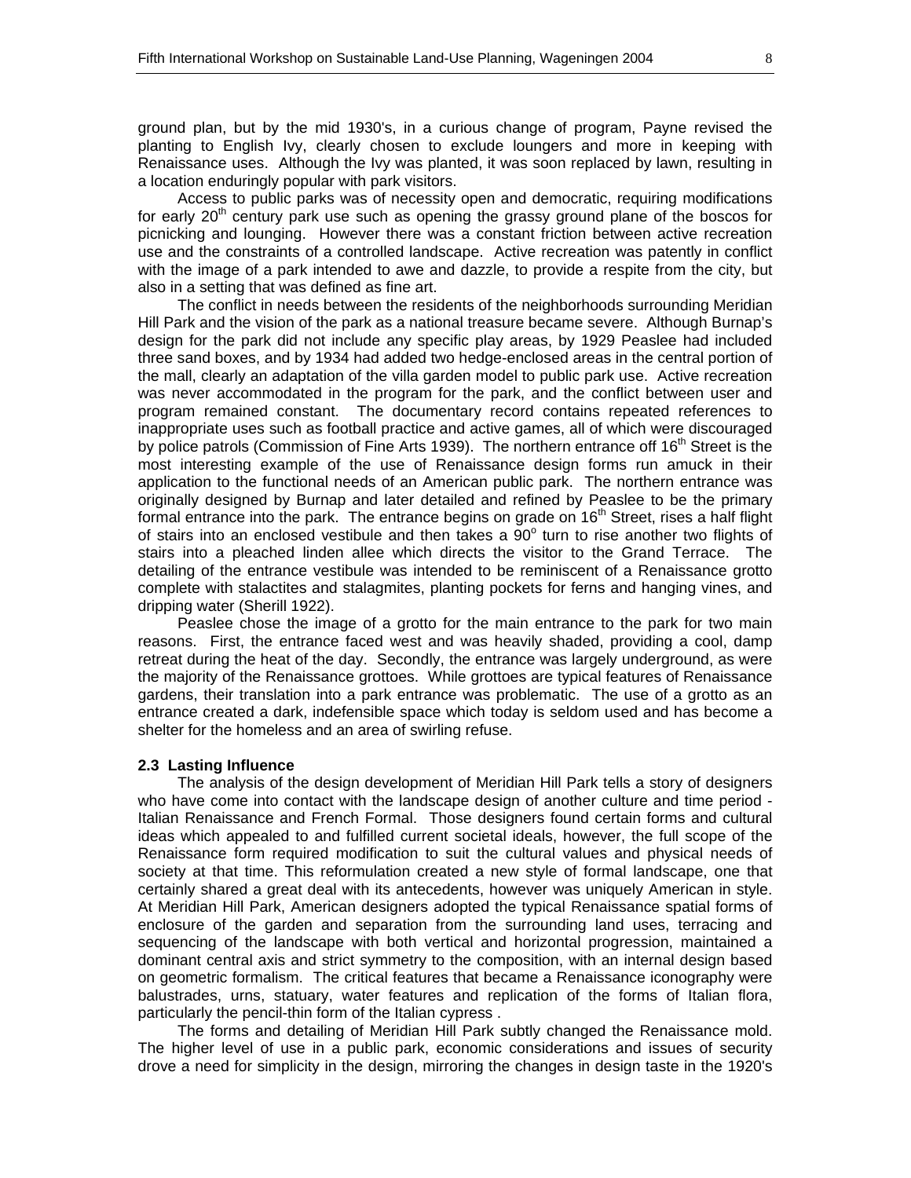ground plan, but by the mid 1930's, in a curious change of program, Payne revised the planting to English Ivy, clearly chosen to exclude loungers and more in keeping with Renaissance uses. Although the Ivy was planted, it was soon replaced by lawn, resulting in a location enduringly popular with park visitors.

Access to public parks was of necessity open and democratic, requiring modifications for early 20th century park use such as opening the grassy ground plane of the boscos for picnicking and lounging. However there was a constant friction between active recreation use and the constraints of a controlled landscape. Active recreation was patently in conflict with the image of a park intended to awe and dazzle, to provide a respite from the city, but also in a setting that was defined as fine art.

The conflict in needs between the residents of the neighborhoods surrounding Meridian Hill Park and the vision of the park as a national treasure became severe. Although Burnap's design for the park did not include any specific play areas, by 1929 Peaslee had included three sand boxes, and by 1934 had added two hedge-enclosed areas in the central portion of the mall, clearly an adaptation of the villa garden model to public park use. Active recreation was never accommodated in the program for the park, and the conflict between user and program remained constant. The documentary record contains repeated references to inappropriate uses such as football practice and active games, all of which were discouraged by police patrols (Commission of Fine Arts 1939). The northern entrance off 16th Street is the most interesting example of the use of Renaissance design forms run amuck in their application to the functional needs of an American public park. The northern entrance was originally designed by Burnap and later detailed and refined by Peaslee to be the primary formal entrance into the park. The entrance begins on grade on 16th Street, rises a half flight of stairs into an enclosed vestibule and then takes a 90° turn to rise another two flights of stairs into a pleached linden allee which directs the visitor to the Grand Terrace. The detailing of the entrance vestibule was intended to be reminiscent of a Renaissance grotto complete with stalactites and stalagmites, planting pockets for ferns and hanging vines, and dripping water (Sherill 1922).

Peaslee chose the image of a grotto for the main entrance to the park for two main reasons. First, the entrance faced west and was heavily shaded, providing a cool, damp retreat during the heat of the day. Secondly, the entrance was largely underground, as were the majority of the Renaissance grottoes. While grottoes are typical features of Renaissance gardens, their translation into a park entrance was problematic. The use of a grotto as an entrance created a dark, indefensible space which today is seldom used and has become a shelter for the homeless and an area of swirling refuse.

### 2.3 Lasting Influence

The analysis of the design development of Meridian Hill Park tells a story of designers who have come into contact with the landscape design of another culture and time period - Italian Renaissance and French Formal. Those designers found certain forms and cultural ideas which appealed to and fulfilled current societal ideals, however, the full scope of the Renaissance form required modification to suit the cultural values and physical needs of society at that time. This reformulation created a new style of formal landscape, one that certainly shared a great deal with its antecedents, however was uniquely American in style. At Meridian Hill Park, American designers adopted the typical Renaissance spatial forms of enclosure of the garden and separation from the surrounding land uses, terracing and sequencing of the landscape with both vertical and horizontal progression, maintained a dominant central axis and strict symmetry to the composition, with an internal design based on geometric formalism. The critical features that became a Renaissance iconography were balustrades, urns, statuary, water features and replication of the forms of Italian flora, particularly the pencil-thin form of the Italian cypress .

The forms and detailing of Meridian Hill Park subtly changed the Renaissance mold. The higher level of use in a public park, economic considerations and issues of security drove a need for simplicity in the design, mirroring the changes in design taste in the 1920's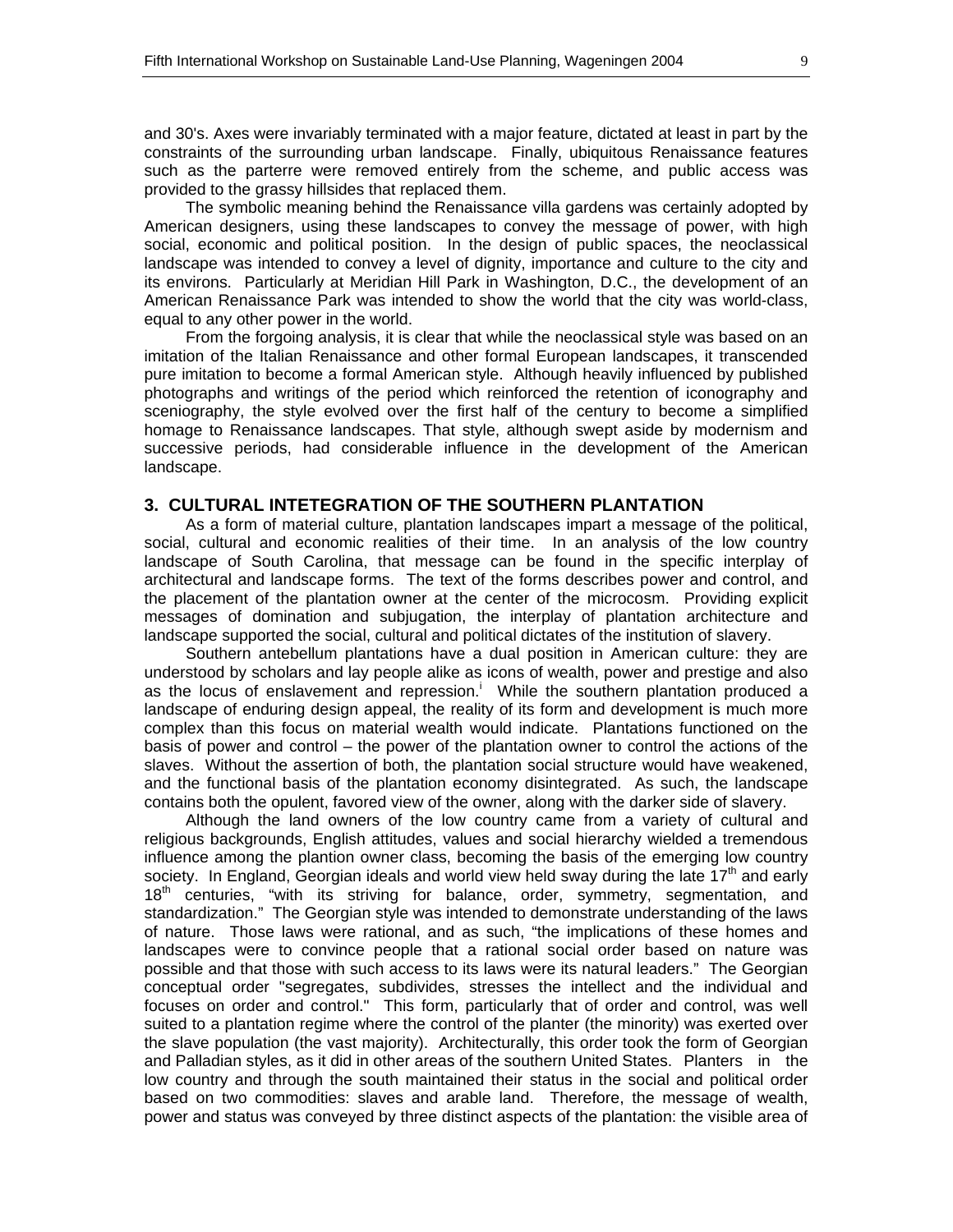and 30's. Axes were invariably terminated with a major feature, dictated at least in part by the constraints of the surrounding urban landscape. Finally, ubiquitous Renaissance features such as the parterre were removed entirely from the scheme, and public access was provided to the grassy hillsides that replaced them.

The symbolic meaning behind the Renaissance villa gardens was certainly adopted by American designers, using these landscapes to convey the message of power, with high social, economic and political position. In the design of public spaces, the neoclassical landscape was intended to convey a level of dignity, importance and culture to the city and its environs. Particularly at Meridian Hill Park in Washington, D.C., the development of an American Renaissance Park was intended to show the world that the city was world-class, equal to any other power in the world.

From the forgoing analysis, it is clear that while the neoclassical style was based on an imitation of the Italian Renaissance and other formal European landscapes, it transcended pure imitation to become a formal American style. Although heavily influenced by published photographs and writings of the period which reinforced the retention of iconography and sceniography, the style evolved over the first half of the century to become a simplified homage to Renaissance landscapes. That style, although swept aside by modernism and successive periods, had considerable influence in the development of the American landscape.

## 3. CULTURAL INTETEGRATION OF THE SOUTHERN PLANTATION

As a form of material culture, plantation landscapes impart a message of the political, social, cultural and economic realities of their time. In an analysis of the low country landscape of South Carolina, that message can be found in the specific interplay of architectural and landscape forms. The text of the forms describes power and control, and the placement of the plantation owner at the center of the microcosm. Providing explicit messages of domination and subjugation, the interplay of plantation architecture and landscape supported the social, cultural and political dictates of the institution of slavery.

Southern antebellum plantations have a dual position in American culture: they are understood by scholars and lay people alike as icons of wealth, power and prestige and also as the locus of enslavement and repression.[i] While the southern plantation produced a landscape of enduring design appeal, the reality of its form and development is much more complex than this focus on material wealth would indicate. Plantations functioned on the basis of power and control – the power of the plantation owner to control the actions of the slaves. Without the assertion of both, the plantation social structure would have weakened, and the functional basis of the plantation economy disintegrated. As such, the landscape contains both the opulent, favored view of the owner, along with the darker side of slavery.

Although the land owners of the low country came from a variety of cultural and religious backgrounds, English attitudes, values and social hierarchy wielded a tremendous influence among the plantion owner class, becoming the basis of the emerging low country society. In England, Georgian ideals and world view held sway during the late 17th and early 18th centuries, "with its striving for balance, order, symmetry, segmentation, and standardization." The Georgian style was intended to demonstrate understanding of the laws of nature. Those laws were rational, and as such, "the implications of these homes and landscapes were to convince people that a rational social order based on nature was possible and that those with such access to its laws were its natural leaders." The Georgian conceptual order "segregates, subdivides, stresses the intellect and the individual and focuses on order and control." This form, particularly that of order and control, was well suited to a plantation regime where the control of the planter (the minority) was exerted over the slave population (the vast majority). Architecturally, this order took the form of Georgian and Palladian styles, as it did in other areas of the southern United States. Planters in the low country and through the south maintained their status in the social and political order based on two commodities: slaves and arable land. Therefore, the message of wealth, power and status was conveyed by three distinct aspects of the plantation: the visible area of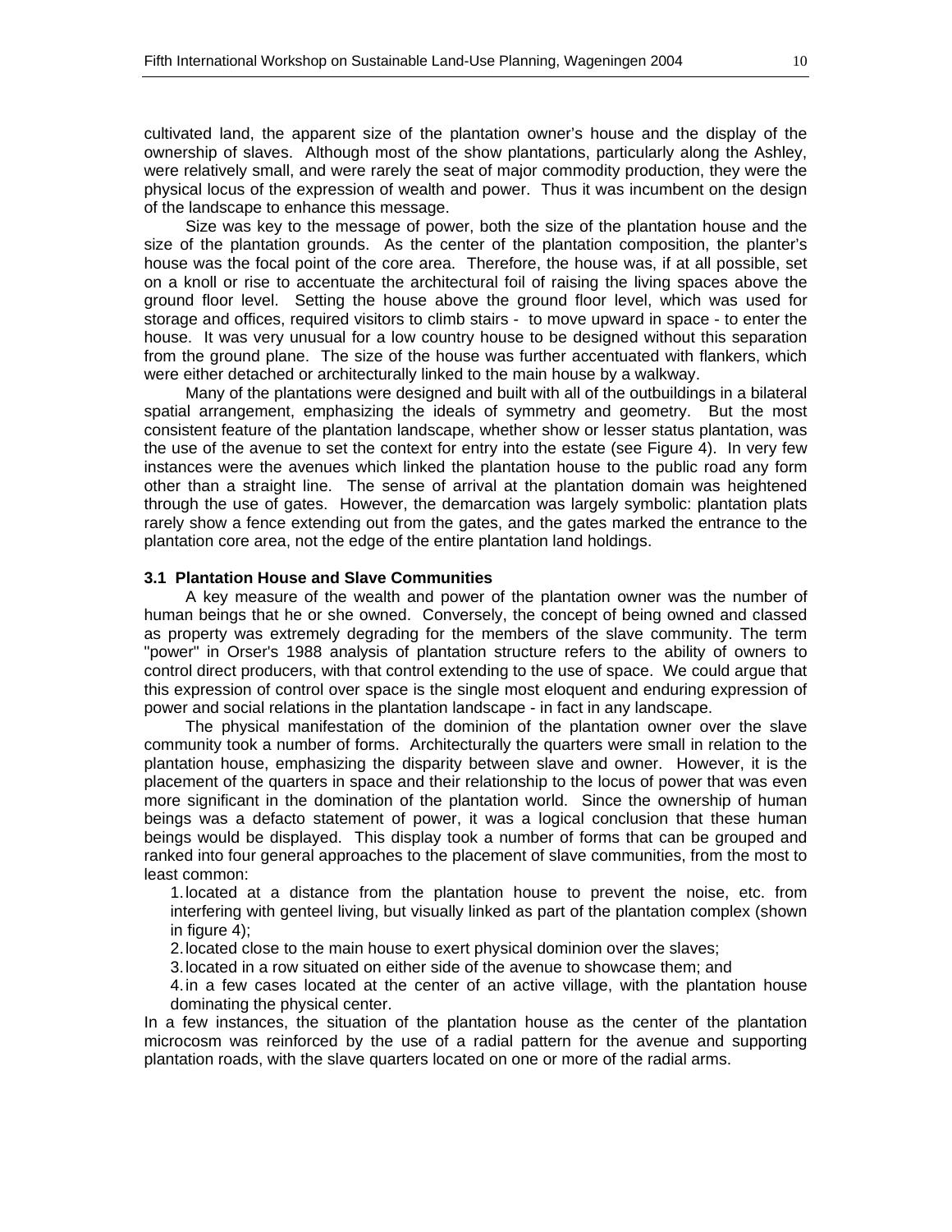cultivated land, the apparent size of the plantation owner's house and the display of the ownership of slaves. Although most of the show plantations, particularly along the Ashley, were relatively small, and were rarely the seat of major commodity production, they were the physical locus of the expression of wealth and power. Thus it was incumbent on the design of the landscape to enhance this message.

Size was key to the message of power, both the size of the plantation house and the size of the plantation grounds. As the center of the plantation composition, the planter's house was the focal point of the core area. Therefore, the house was, if at all possible, set on a knoll or rise to accentuate the architectural foil of raising the living spaces above the ground floor level. Setting the house above the ground floor level, which was used for storage and offices, required visitors to climb stairs - to move upward in space - to enter the house. It was very unusual for a low country house to be designed without this separation from the ground plane. The size of the house was further accentuated with flankers, which were either detached or architecturally linked to the main house by a walkway.

Many of the plantations were designed and built with all of the outbuildings in a bilateral spatial arrangement, emphasizing the ideals of symmetry and geometry. But the most consistent feature of the plantation landscape, whether show or lesser status plantation, was the use of the avenue to set the context for entry into the estate (see Figure 4). In very few instances were the avenues which linked the plantation house to the public road any form other than a straight line. The sense of arrival at the plantation domain was heightened through the use of gates. However, the demarcation was largely symbolic: plantation plats rarely show a fence extending out from the gates, and the gates marked the entrance to the plantation core area, not the edge of the entire plantation land holdings.

### 3.1 Plantation House and Slave Communities

A key measure of the wealth and power of the plantation owner was the number of human beings that he or she owned. Conversely, the concept of being owned and classed as property was extremely degrading for the members of the slave community. The term "power" in Orser's 1988 analysis of plantation structure refers to the ability of owners to control direct producers, with that control extending to the use of space. We could argue that this expression of control over space is the single most eloquent and enduring expression of power and social relations in the plantation landscape - in fact in any landscape.

The physical manifestation of the dominion of the plantation owner over the slave community took a number of forms. Architecturally the quarters were small in relation to the plantation house, emphasizing the disparity between slave and owner. However, it is the placement of the quarters in space and their relationship to the locus of power that was even more significant in the domination of the plantation world. Since the ownership of human beings was a defacto statement of power, it was a logical conclusion that these human beings would be displayed. This display took a number of forms that can be grouped and ranked into four general approaches to the placement of slave communities, from the most to least common:

1. located at a distance from the plantation house to prevent the noise, etc. from interfering with genteel living, but visually linked as part of the plantation complex (shown in figure 4);
2. located close to the main house to exert physical dominion over the slaves;
3. located in a row situated on either side of the avenue to showcase them; and
4. in a few cases located at the center of an active village, with the plantation house dominating the physical center.

In a few instances, the situation of the plantation house as the center of the plantation microcosm was reinforced by the use of a radial pattern for the avenue and supporting plantation roads, with the slave quarters located on one or more of the radial arms.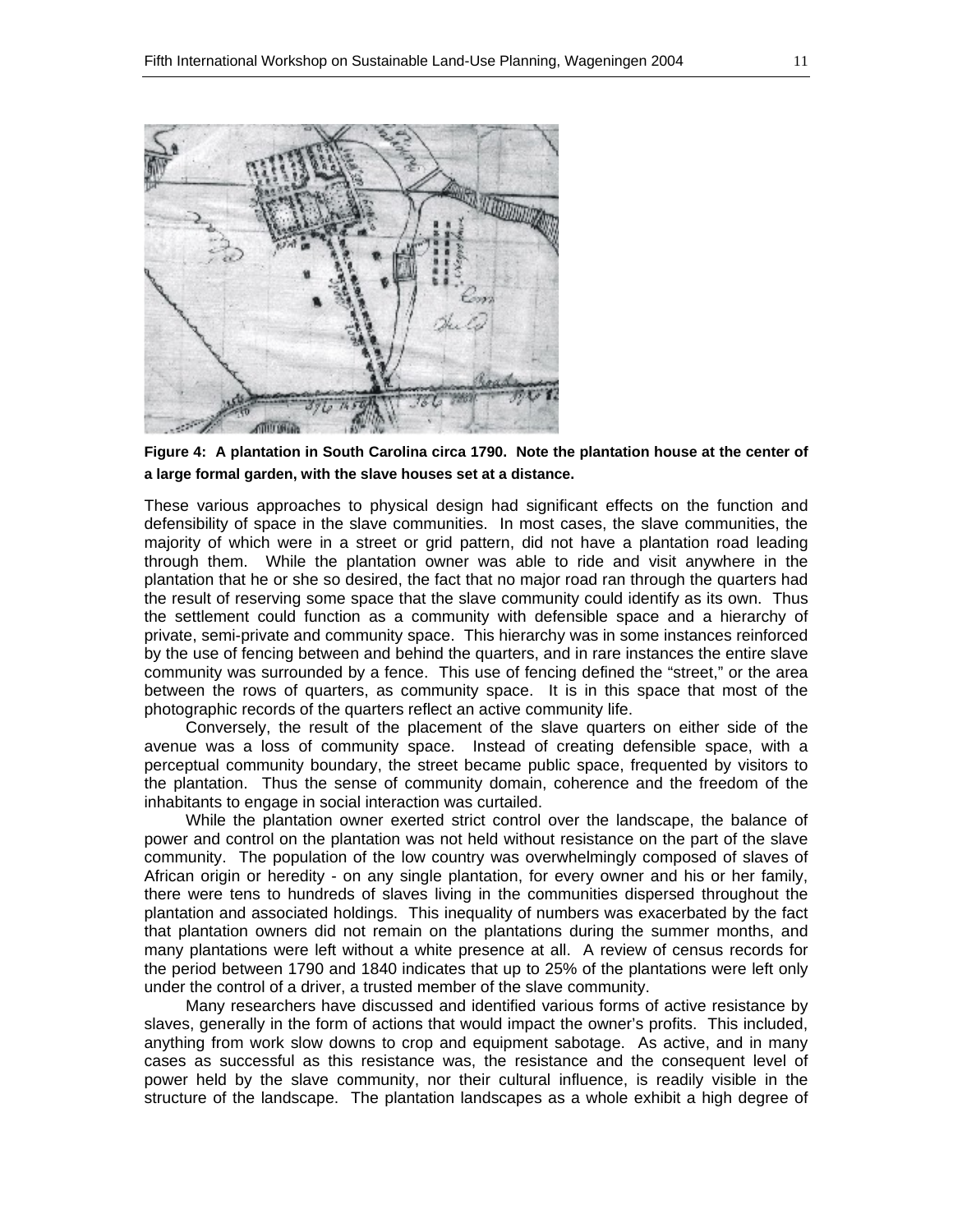**Figure 4: A plantation in South Carolina circa 1790. Note the plantation house at the center of a large formal garden, with the slave houses set at a distance.**

These various approaches to physical design had significant effects on the function and defensibility of space in the slave communities. In most cases, the slave communities, the majority of which were in a street or grid pattern, did not have a plantation road leading through them. While the plantation owner was able to ride and visit anywhere in the plantation that he or she so desired, the fact that no major road ran through the quarters had the result of reserving some space that the slave community could identify as its own. Thus the settlement could function as a community with defensible space and a hierarchy of private, semi-private and community space. This hierarchy was in some instances reinforced by the use of fencing between and behind the quarters, and in rare instances the entire slave community was surrounded by a fence. This use of fencing defined the "street," or the area between the rows of quarters, as community space. It is in this space that most of the photographic records of the quarters reflect an active community life.

Conversely, the result of the placement of the slave quarters on either side of the avenue was a loss of community space. Instead of creating defensible space, with a perceptual community boundary, the street became public space, frequented by visitors to the plantation. Thus the sense of community domain, coherence and the freedom of the inhabitants to engage in social interaction was curtailed.

While the plantation owner exerted strict control over the landscape, the balance of power and control on the plantation was not held without resistance on the part of the slave community. The population of the low country was overwhelmingly composed of slaves of African origin or heredity - on any single plantation, for every owner and his or her family, there were tens to hundreds of slaves living in the communities dispersed throughout the plantation and associated holdings. This inequality of numbers was exacerbated by the fact that plantation owners did not remain on the plantations during the summer months, and many plantations were left without a white presence at all. A review of census records for the period between 1790 and 1840 indicates that up to 25% of the plantations were left only under the control of a driver, a trusted member of the slave community.

Many researchers have discussed and identified various forms of active resistance by slaves, generally in the form of actions that would impact the owner's profits. This included, anything from work slow downs to crop and equipment sabotage. As active, and in many cases as successful as this resistance was, the resistance and the consequent level of power held by the slave community, nor their cultural influence, is readily visible in the structure of the landscape. The plantation landscapes as a whole exhibit a high degree of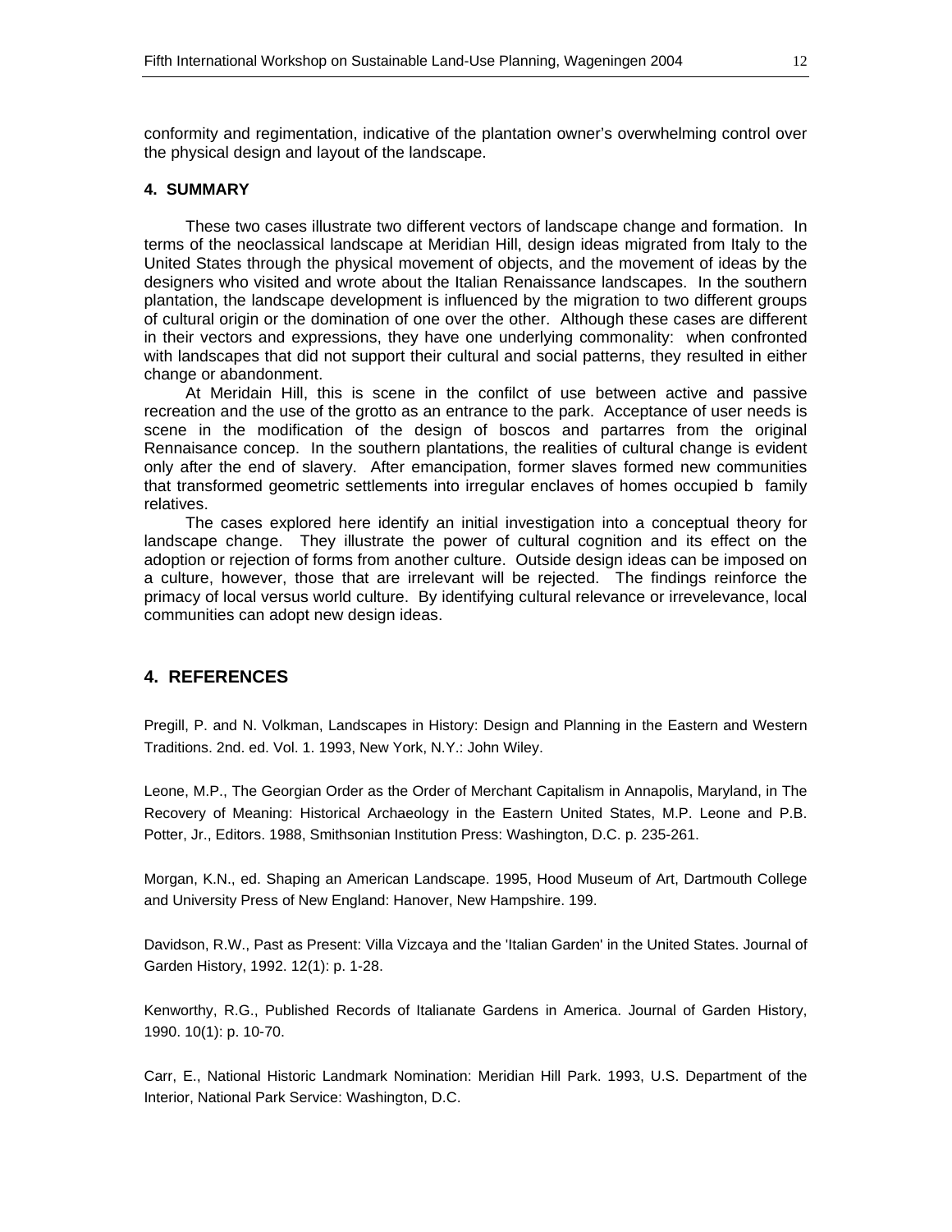conformity and regimentation, indicative of the plantation owner's overwhelming control over the physical design and layout of the landscape.

### 4. SUMMARY

These two cases illustrate two different vectors of landscape change and formation. In terms of the neoclassical landscape at Meridian Hill, design ideas migrated from Italy to the United States through the physical movement of objects, and the movement of ideas by the designers who visited and wrote about the Italian Renaissance landscapes. In the southern plantation, the landscape development is influenced by the migration to two different groups of cultural origin or the domination of one over the other. Although these cases are different in their vectors and expressions, they have one underlying commonality: when confronted with landscapes that did not support their cultural and social patterns, they resulted in either change or abandonment.

At Meridain Hill, this is scene in the confilct of use between active and passive recreation and the use of the grotto as an entrance to the park. Acceptance of user needs is scene in the modification of the design of boscos and partarres from the original Rennaisance concep. In the southern plantations, the realities of cultural change is evident only after the end of slavery. After emancipation, former slaves formed new communities that transformed geometric settlements into irregular enclaves of homes occupied b family relatives.

The cases explored here identify an initial investigation into a conceptual theory for landscape change. They illustrate the power of cultural cognition and its effect on the adoption or rejection of forms from another culture. Outside design ideas can be imposed on a culture, however, those that are irrelevant will be rejected. The findings reinforce the primacy of local versus world culture. By identifying cultural relevance or irrevelevance, local communities can adopt new design ideas.

## 4. REFERENCES

Pregill, P. and N. Volkman, Landscapes in History: Design and Planning in the Eastern and Western Traditions. 2nd. ed. Vol. 1. 1993, New York, N.Y.: John Wiley.

Leone, M.P., The Georgian Order as the Order of Merchant Capitalism in Annapolis, Maryland, in The Recovery of Meaning: Historical Archaeology in the Eastern United States, M.P. Leone and P.B. Potter, Jr., Editors. 1988, Smithsonian Institution Press: Washington, D.C. p. 235-261.

Morgan, K.N., ed. Shaping an American Landscape. 1995, Hood Museum of Art, Dartmouth College and University Press of New England: Hanover, New Hampshire. 199.

Davidson, R.W., Past as Present: Villa Vizcaya and the 'Italian Garden' in the United States. Journal of Garden History, 1992. 12(1): p. 1-28.

Kenworthy, R.G., Published Records of Italianate Gardens in America. Journal of Garden History, 1990. 10(1): p. 10-70.

Carr, E., National Historic Landmark Nomination: Meridian Hill Park. 1993, U.S. Department of the Interior, National Park Service: Washington, D.C.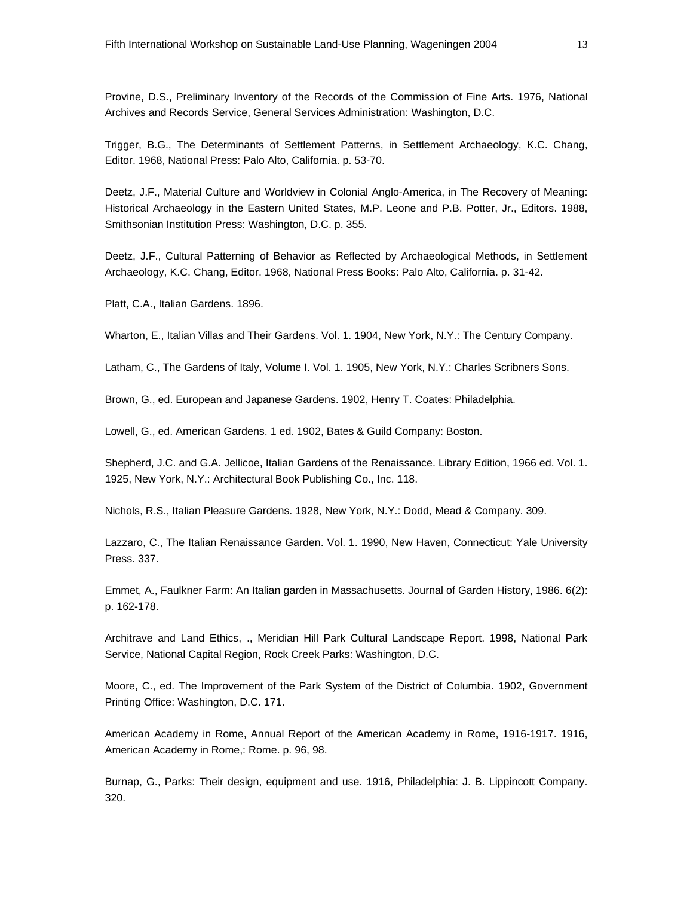Provine, D.S., Preliminary Inventory of the Records of the Commission of Fine Arts. 1976, National Archives and Records Service, General Services Administration: Washington, D.C.

Trigger, B.G., The Determinants of Settlement Patterns, in Settlement Archaeology, K.C. Chang, Editor. 1968, National Press: Palo Alto, California. p. 53-70.

Deetz, J.F., Material Culture and Worldview in Colonial Anglo-America, in The Recovery of Meaning: Historical Archaeology in the Eastern United States, M.P. Leone and P.B. Potter, Jr., Editors. 1988, Smithsonian Institution Press: Washington, D.C. p. 355.

Deetz, J.F., Cultural Patterning of Behavior as Reflected by Archaeological Methods, in Settlement Archaeology, K.C. Chang, Editor. 1968, National Press Books: Palo Alto, California. p. 31-42.

Platt, C.A., Italian Gardens. 1896.

Wharton, E., Italian Villas and Their Gardens. Vol. 1. 1904, New York, N.Y.: The Century Company.

Latham, C., The Gardens of Italy, Volume I. Vol. 1. 1905, New York, N.Y.: Charles Scribners Sons.

Brown, G., ed. European and Japanese Gardens. 1902, Henry T. Coates: Philadelphia.

Lowell, G., ed. American Gardens. 1 ed. 1902, Bates & Guild Company: Boston.

Shepherd, J.C. and G.A. Jellicoe, Italian Gardens of the Renaissance. Library Edition, 1966 ed. Vol. 1. 1925, New York, N.Y.: Architectural Book Publishing Co., Inc. 118.

Nichols, R.S., Italian Pleasure Gardens. 1928, New York, N.Y.: Dodd, Mead & Company. 309.

Lazzaro, C., The Italian Renaissance Garden. Vol. 1. 1990, New Haven, Connecticut: Yale University Press. 337.

Emmet, A., Faulkner Farm: An Italian garden in Massachusetts. Journal of Garden History, 1986. 6(2): p. 162-178.

Architrave and Land Ethics, ., Meridian Hill Park Cultural Landscape Report. 1998, National Park Service, National Capital Region, Rock Creek Parks: Washington, D.C.

Moore, C., ed. The Improvement of the Park System of the District of Columbia. 1902, Government Printing Office: Washington, D.C. 171.

American Academy in Rome, Annual Report of the American Academy in Rome, 1916-1917. 1916, American Academy in Rome,: Rome. p. 96, 98.

Burnap, G., Parks: Their design, equipment and use. 1916, Philadelphia: J. B. Lippincott Company. 320.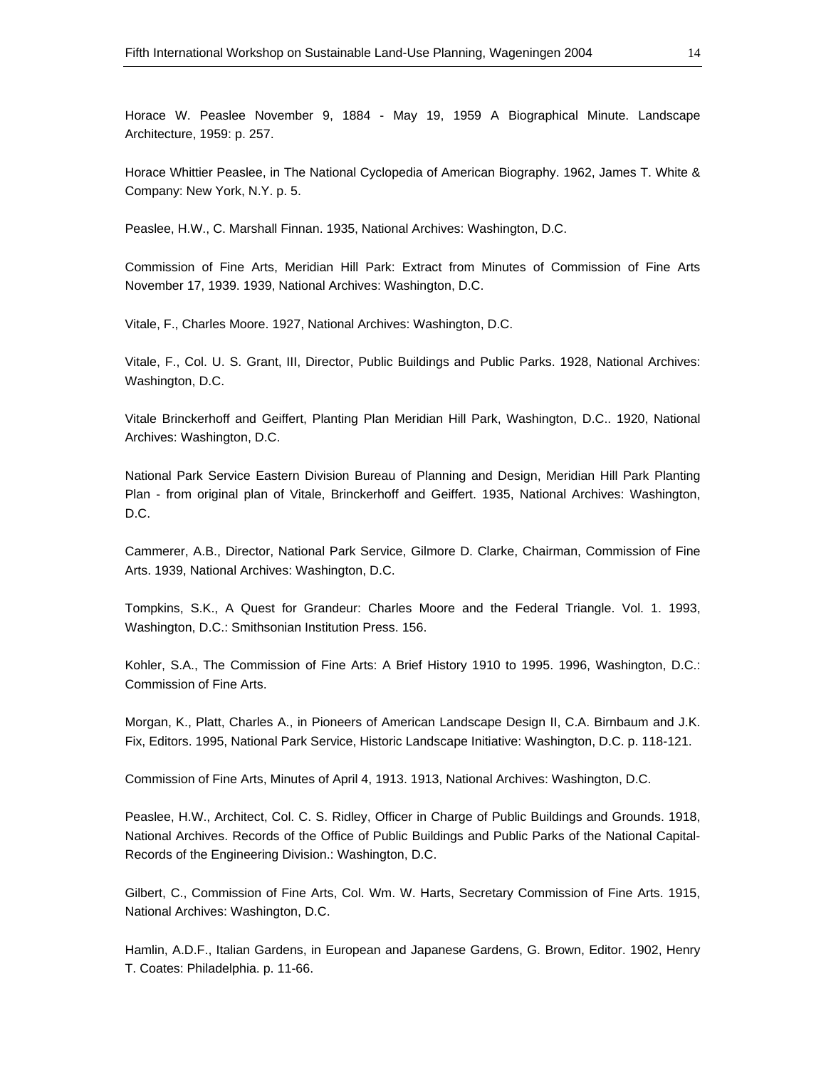Horace W. Peaslee November 9, 1884 - May 19, 1959 A Biographical Minute. Landscape Architecture, 1959: p. 257.

Horace Whittier Peaslee, in The National Cyclopedia of American Biography. 1962, James T. White & Company: New York, N.Y. p. 5.

Peaslee, H.W., C. Marshall Finnan. 1935, National Archives: Washington, D.C.

Commission of Fine Arts, Meridian Hill Park: Extract from Minutes of Commission of Fine Arts November 17, 1939. 1939, National Archives: Washington, D.C.

Vitale, F., Charles Moore. 1927, National Archives: Washington, D.C.

Vitale, F., Col. U. S. Grant, III, Director, Public Buildings and Public Parks. 1928, National Archives: Washington, D.C.

Vitale Brinckerhoff and Geiffert, Planting Plan Meridian Hill Park, Washington, D.C.. 1920, National Archives: Washington, D.C.

National Park Service Eastern Division Bureau of Planning and Design, Meridian Hill Park Planting Plan - from original plan of Vitale, Brinckerhoff and Geiffert. 1935, National Archives: Washington, D.C.

Cammerer, A.B., Director, National Park Service, Gilmore D. Clarke, Chairman, Commission of Fine Arts. 1939, National Archives: Washington, D.C.

Tompkins, S.K., A Quest for Grandeur: Charles Moore and the Federal Triangle. Vol. 1. 1993, Washington, D.C.: Smithsonian Institution Press. 156.

Kohler, S.A., The Commission of Fine Arts: A Brief History 1910 to 1995. 1996, Washington, D.C.: Commission of Fine Arts.

Morgan, K., Platt, Charles A., in Pioneers of American Landscape Design II, C.A. Birnbaum and J.K. Fix, Editors. 1995, National Park Service, Historic Landscape Initiative: Washington, D.C. p. 118-121.

Commission of Fine Arts, Minutes of April 4, 1913. 1913, National Archives: Washington, D.C.

Peaslee, H.W., Architect, Col. C. S. Ridley, Officer in Charge of Public Buildings and Grounds. 1918, National Archives. Records of the Office of Public Buildings and Public Parks of the National Capital-Records of the Engineering Division.: Washington, D.C.

Gilbert, C., Commission of Fine Arts, Col. Wm. W. Harts, Secretary Commission of Fine Arts. 1915, National Archives: Washington, D.C.

Hamlin, A.D.F., Italian Gardens, in European and Japanese Gardens, G. Brown, Editor. 1902, Henry T. Coates: Philadelphia. p. 11-66.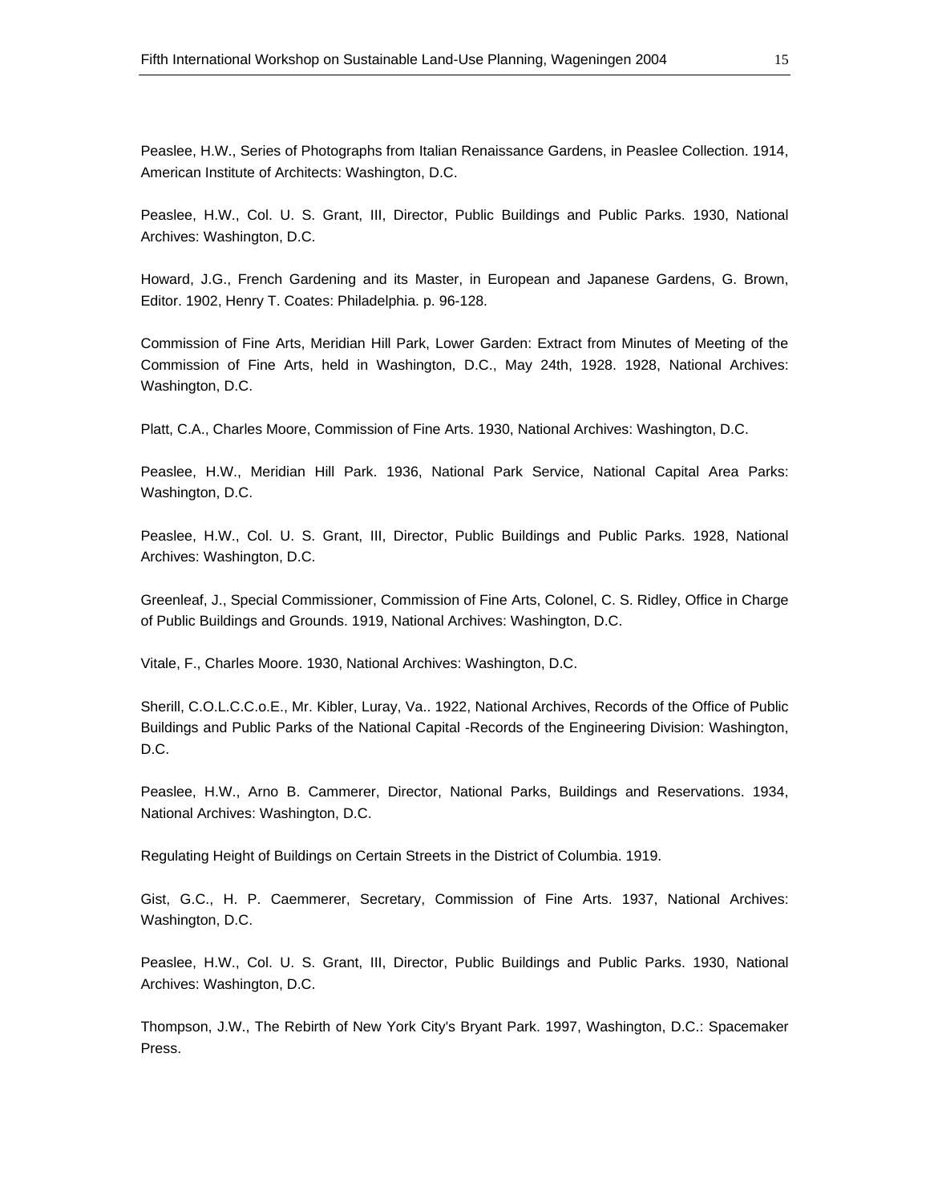Peaslee, H.W., Series of Photographs from Italian Renaissance Gardens, in Peaslee Collection. 1914, American Institute of Architects: Washington, D.C.

Peaslee, H.W., Col. U. S. Grant, III, Director, Public Buildings and Public Parks. 1930, National Archives: Washington, D.C.

Howard, J.G., French Gardening and its Master, in European and Japanese Gardens, G. Brown, Editor. 1902, Henry T. Coates: Philadelphia. p. 96-128.

Commission of Fine Arts, Meridian Hill Park, Lower Garden: Extract from Minutes of Meeting of the Commission of Fine Arts, held in Washington, D.C., May 24th, 1928. 1928, National Archives: Washington, D.C.

Platt, C.A., Charles Moore, Commission of Fine Arts. 1930, National Archives: Washington, D.C.

Peaslee, H.W., Meridian Hill Park. 1936, National Park Service, National Capital Area Parks: Washington, D.C.

Peaslee, H.W., Col. U. S. Grant, III, Director, Public Buildings and Public Parks. 1928, National Archives: Washington, D.C.

Greenleaf, J., Special Commissioner, Commission of Fine Arts, Colonel, C. S. Ridley, Office in Charge of Public Buildings and Grounds. 1919, National Archives: Washington, D.C.

Vitale, F., Charles Moore. 1930, National Archives: Washington, D.C.

Sherill, C.O.L.C.C.o.E., Mr. Kibler, Luray, Va.. 1922, National Archives, Records of the Office of Public Buildings and Public Parks of the National Capital -Records of the Engineering Division: Washington, D.C.

Peaslee, H.W., Arno B. Cammerer, Director, National Parks, Buildings and Reservations. 1934, National Archives: Washington, D.C.

Regulating Height of Buildings on Certain Streets in the District of Columbia. 1919.

Gist, G.C., H. P. Caemmerer, Secretary, Commission of Fine Arts. 1937, National Archives: Washington, D.C.

Peaslee, H.W., Col. U. S. Grant, III, Director, Public Buildings and Public Parks. 1930, National Archives: Washington, D.C.

Thompson, J.W., The Rebirth of New York City's Bryant Park. 1997, Washington, D.C.: Spacemaker Press.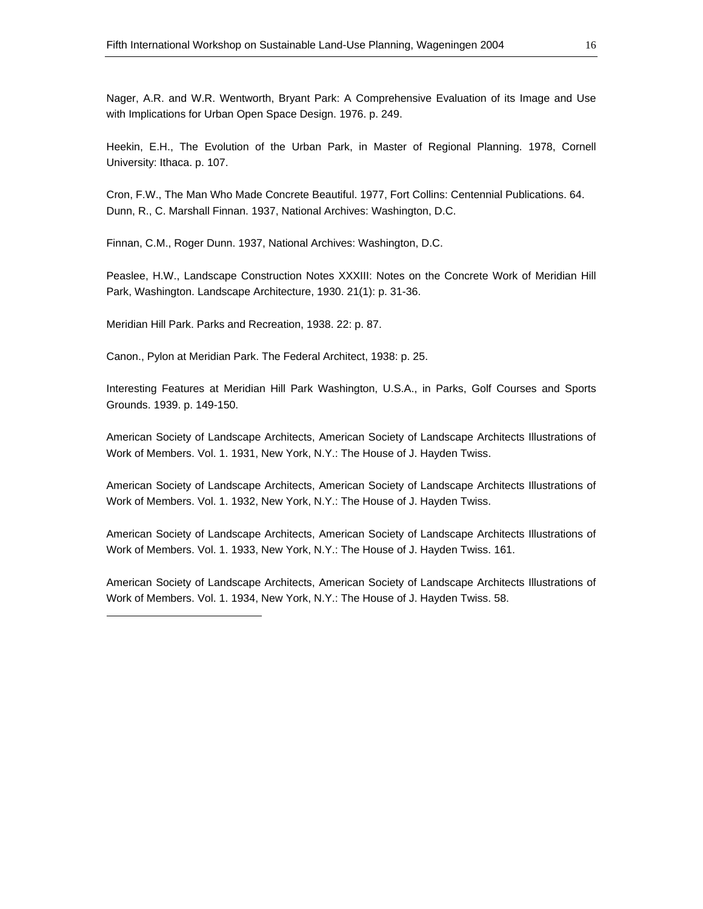Nager, A.R. and W.R. Wentworth, Bryant Park: A Comprehensive Evaluation of its Image and Use with Implications for Urban Open Space Design. 1976. p. 249.

Heekin, E.H., The Evolution of the Urban Park, in Master of Regional Planning. 1978, Cornell University: Ithaca. p. 107.

Cron, F.W., The Man Who Made Concrete Beautiful. 1977, Fort Collins: Centennial Publications. 64.
Dunn, R., C. Marshall Finnan. 1937, National Archives: Washington, D.C.

Finnan, C.M., Roger Dunn. 1937, National Archives: Washington, D.C.

Peaslee, H.W., Landscape Construction Notes XXXIII: Notes on the Concrete Work of Meridian Hill Park, Washington. Landscape Architecture, 1930. 21(1): p. 31-36.

Meridian Hill Park. Parks and Recreation, 1938. 22: p. 87.

Canon., Pylon at Meridian Park. The Federal Architect, 1938: p. 25.

Interesting Features at Meridian Hill Park Washington, U.S.A., in Parks, Golf Courses and Sports Grounds. 1939. p. 149-150.

American Society of Landscape Architects, American Society of Landscape Architects Illustrations of Work of Members. Vol. 1. 1931, New York, N.Y.: The House of J. Hayden Twiss.

American Society of Landscape Architects, American Society of Landscape Architects Illustrations of Work of Members. Vol. 1. 1932, New York, N.Y.: The House of J. Hayden Twiss.

American Society of Landscape Architects, American Society of Landscape Architects Illustrations of Work of Members. Vol. 1. 1933, New York, N.Y.: The House of J. Hayden Twiss. 161.

American Society of Landscape Architects, American Society of Landscape Architects Illustrations of Work of Members. Vol. 1. 1934, New York, N.Y.: The House of J. Hayden Twiss. 58.